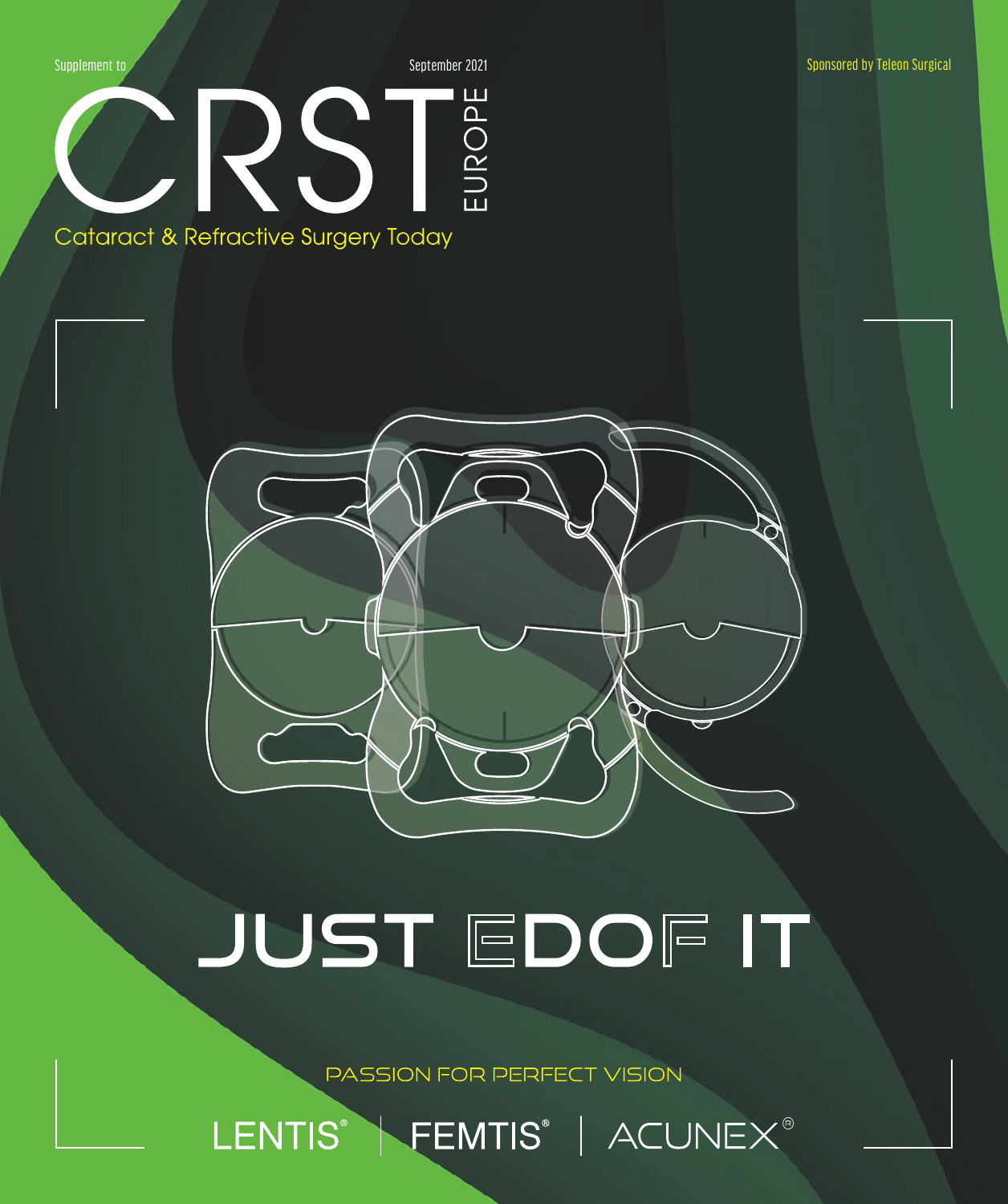Supplement to

September 2021

Sponsored by Teleon Surgical

# CRST EUROPE

Cataract & Refractive Surgery Today

# JUST EDOF IT

PASSION FOR PERFECT VISION

LENTIS® | FEMTIS® | ACUNEX®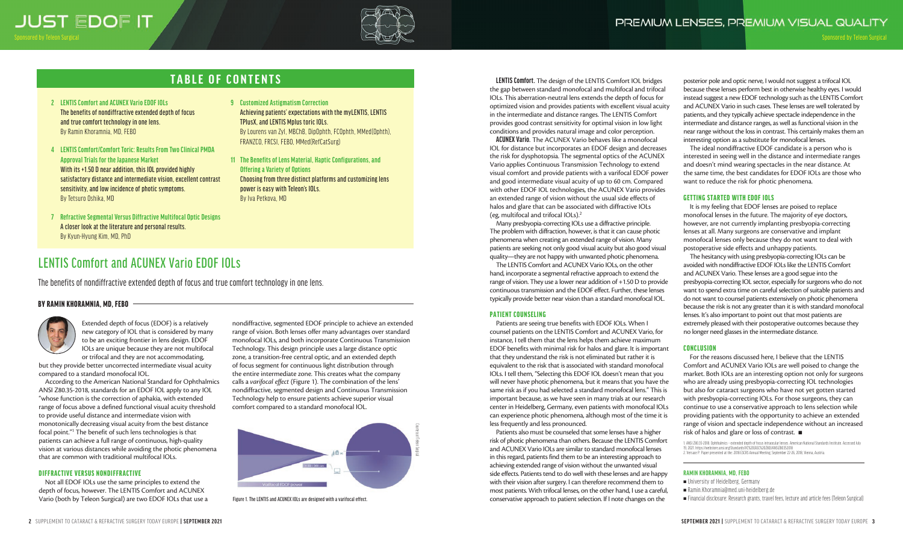## TABLE OF CONTENTS

**2 LENTIS Comfort and ACUNEX Vario EDOF IOLs**
The benefits of nondiffractive extended depth of focus and true comfort technology in one lens.
By Ramin Khoramnia, MD, FEBO

**4 LENTIS Comfort/Comfort Toric: Results From Two Clinical PMDA Approval Trials for the Japanese Market**
With its +1.50 D near addition, this IOL provided highly satisfactory distance and intermediate vision, excellent contrast sensitivity, and low incidence of photic symptoms.
By Tetsuro Oshika, MD

**7 Refractive Segmental Versus Diffractive Multifocal Optic Designs**
A closer look at the literature and personal results.
By Kyun-Hyung Kim, MD, PhD

**9 Customized Astigmatism Correction**
Achieving patients' expectations with the myLENTIS, LENTIS TPlusX, and LENTIS Mplus toric IOLs.
By Lourens van Zyl, MBChB, DipOphth, FCOphth, MMed(Ophth), FRANZCO, FRCSI, FEBO, MMed(RefCatSurg)

**11 The Benefits of Lens Material, Haptic Configurations, and Offering a Variety of Options**
Choosing from three distinct platforms and customizing lens power is easy with Teleon's IOLs.
By Iva Petkova, MD

# LENTIS Comfort and ACUNEX Vario EDOF IOLs

The benefits of nondiffractive extended depth of focus and true comfort technology in one lens.

**BY RAMIN KHORAMNIA, MD, FEBO**

Extended depth of focus (EDOF) is a relatively new category of IOL that is considered by many to be an exciting frontier in lens design. EDOF IOLs are unique because they are not multifocal or trifocal and they are not accommodating, but they provide better uncorrected intermediate visual acuity compared to a standard monofocal IOL.

According to the American National Standard for Ophthalmics ANSI Z80.35-2018, standards for an EDOF IOL apply to any IOL "whose function is the correction of aphakia, with extended range of focus above a defined functional visual acuity threshold to provide useful distance and intermediate vision with monotonically decreasing visual acuity from the best distance focal point."[1] The benefit of such lens technologies is that patients can achieve a full range of continuous, high-quality vision at various distances while avoiding the photic phenomena that are common with traditional multifocal IOLs.

### DIFFRACTIVE VERSUS NONDIFFRACTIVE

Not all EDOF IOLs use the same principles to extend the depth of focus, however. The LENTIS Comfort and ACUNEX Vario (both by Teleon Surgical) are two EDOF IOLs that use a nondiffractive, segmented EDOF principle to achieve an extended range of vision. Both lenses offer many advantages over standard monofocal IOLs, and both incorporate Continuous Transmission Technology. This design principle uses a large distance optic zone, a transition-free central optic, and an extended depth of focus segment for continuous light distribution through the entire intermediate zone. This creates what the company calls a *varifocal effect* (Figure 1). The combination of the lens' nondiffractive, segmented design and Continuous Transmission Technology help to ensure patients achieve superior visual comfort compared to a standard monofocal IOL.

Figure 1. The LENTIS and ACUNEX IOLs are designed with a varifocal effect.

**LENTIS Comfort.** The design of the LENTIS Comfort IOL bridges the gap between standard monofocal and multifocal and trifocal IOLs. This aberration-neutral lens extends the depth of focus for optimized vision and provides patients with excellent visual acuity in the intermediate and distance ranges. The LENTIS Comfort provides good contrast sensitivity for optimal vision in low light conditions and provides natural image and color perception.

**ACUNEX Vario.** The ACUNEX Vario behaves like a monofocal IOL for distance but incorporates an EDOF design and decreases the risk for dysphotopsia. The segmental optics of the ACUNEX Vario applies Continuous Transmission Technology to extend visual comfort and provide patients with a varifocal EDOF power and good intermediate visual acuity of up to 60 cm. Compared with other EDOF IOL technologies, the ACUNEX Vario provides an extended range of vision without the usual side effects of halos and glare that can be associated with diffractive IOLs (eg, multifocal and trifocal IOLs).[2]

Many presbyopia-correcting IOLs use a diffractive principle. The problem with diffraction, however, is that it can cause photic phenomena when creating an extended range of vision. Many patients are seeking not only good visual acuity but also good visual quality—they are not happy with unwanted photic phenomena.

The LENTIS Comfort and ACUNEX Vario IOLs, on the other hand, incorporate a segmental refractive approach to extend the range of vision. They use a lower near addition of +1.50 D to provide continuous transmission and the EDOF effect. Further, these lenses typically provide better near vision than a standard monofocal IOL.

### PATIENT COUNSELING

Patients are seeing true benefits with EDOF IOLs. When I counsel patients on the LENTIS Comfort and ACUNEX Vario, for instance, I tell them that the lens helps them achieve maximum EDOF benefits with minimal risk for halos and glare. It is important that they understand the risk is not eliminated but rather it is equivalent to the risk that is associated with standard monofocal IOLs. I tell them, "Selecting this EDOF IOL doesn't mean that you will never have photic phenomena, but it means that you have the same risk as if you had selected a standard monofocal lens." This is important because, as we have seen in many trials at our research center in Heidelberg, Germany, even patients with monofocal IOLs can experience photic phenomena, although most of the time it is less frequently and less pronounced.

Patients also must be counseled that some lenses have a higher risk of photic phenomena than others. Because the LENTIS Comfort and ACUNEX Vario IOLs are similar to standard monofocal lenses in this regard, patients find them to be an interesting approach to achieving extended range of vision without the unwanted visual side effects. Patients tend to do well with these lenses and are happy with their vision after surgery. I can therefore recommend them to most patients. With trifocal lenses, on the other hand, I use a careful, conservative approach to patient selection. If I note changes on the posterior pole and optic nerve, I would not suggest a trifocal IOL because these lenses perform best in otherwise healthy eyes. I would instead suggest a new EDOF technology such as the LENTIS Comfort and ACUNEX Vario in such cases. These lenses are well tolerated by patients, and they typically achieve spectacle independence in the intermediate and distance ranges, as well as functional vision in the near range without the loss in contrast. This certainly makes them an interesting option as a substitute for monofocal lenses.

The ideal nondiffractive EDOF candidate is a person who is interested in seeing well in the distance and intermediate ranges and doesn't mind wearing spectacles in the near distance. At the same time, the best candidates for EDOF IOLs are those who want to reduce the risk for photic phenomena.

### GETTING STARTED WITH EDOF IOLS

It is my feeling that EDOF lenses are poised to replace monofocal lenses in the future. The majority of eye doctors, however, are not currently implanting presbyopia-correcting lenses at all. Many surgeons are conservative and implant monofocal lenses only because they do not want to deal with postoperative side effects and unhappy patients.

The hesitancy with using presbyopia-correcting IOLs can be avoided with nondiffractive EDOF IOLs like the LENTIS Comfort and ACUNEX Vario. These lenses are a good segue into the presbyopia-correcting IOL sector, especially for surgeons who do not want to spend extra time on careful selection of suitable patients and do not want to counsel patients extensively on photic phenomena because the risk is not any greater than it is with standard monofocal lenses. It's also important to point out that most patients are extremely pleased with their postoperative outcomes because they no longer need glasses in the intermediate distance.

### CONCLUSION

For the reasons discussed here, I believe that the LENTIS Comfort and ACUNEX Vario IOLs are well poised to change the market. Both IOLs are an interesting option not only for surgeons who are already using presbyopia-correcting IOL technologies but also for cataract surgeons who have not yet gotten started with presbyopia-correcting IOLs. For those surgeons, they can continue to use a conservative approach to lens selection while providing patients with the opportunity to achieve an extended range of vision and spectacle independence without an increased risk of halos and glare or loss of contrast. ■

1. ANSI Z80.35-2018. Ophthalmics - extended depth of focus intraocular lenses. American National Standards Institute. Accessed July 19, 2021. https://webstore.ansi.org/Standards/VC%20(ASC%20Z80)/ANSIZ80352018
2. Versace P. Paper presented at the: 2018 ESCRS Annual Meeting; September 22-26, 2018; Vienna, Austria.

**RAMIN KHORAMNIA, MD, FEBO**
- University of Heidelberg, Germany
- Ramin.Khoramnia@med.uni-heidelberg.de
- Financial disclosure: Research grants, travel fees, lecture and article fees (Teleon Surgical)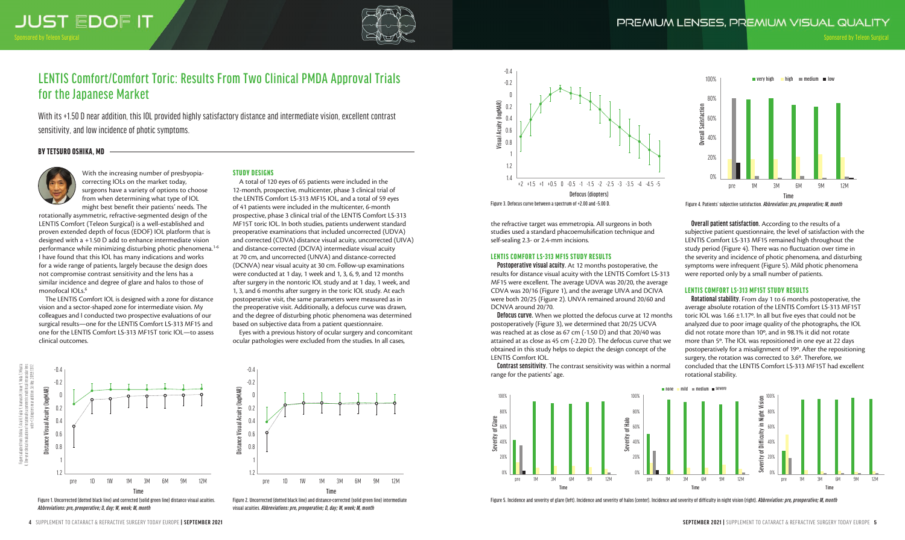# LENTIS Comfort/Comfort Toric: Results From Two Clinical PMDA Approval Trials for the Japanese Market

With its +1.50 D near addition, this IOL provided highly satisfactory distance and intermediate vision, excellent contrast sensitivity, and low incidence of photic symptoms.

**BY TETSURO OSHIKA, MD**

With the increasing number of presbyopia-correcting IOLs on the market today, surgeons have a variety of options to choose from when determining what type of IOL might best benefit their patients' needs. The rotationally asymmetric, refractive-segmented design of the LENTIS Comfort (Teleon Surgical) is a well-established and proven extended depth of focus (EDOF) IOL platform that is designed with a +1.50 D add to enhance intermediate vision performance while minimizing disturbing photic phenomena.[1-6] I have found that this IOL has many indications and works for a wide range of patients, largely because the design does not compromise contrast sensitivity and the lens has a similar incidence and degree of glare and halos to those of monofocal IOLs.[6]

The LENTIS Comfort IOL is designed with a zone for distance vision and a sector-shaped zone for intermediate vision. My colleagues and I conducted two prospective evaluations of our surgical results—one for the LENTIS Comfort LS-313 MF15 and one for the LENTIS Comfort LS-313 MF15T toric IOL—to assess clinical outcomes.

## STUDY DESIGNS

A total of 120 eyes of 65 patients were included in the 12-month, prospective, multicenter, phase 3 clinical trial of the LENTIS Comfort LS-313 MF15 IOL, and a total of 59 eyes of 41 patients were included in the multicenter, 6-month prospective, phase 3 clinical trial of the LENTIS Comfort LS-313 MF15T toric IOL. In both studies, patients underwent standard preoperative examinations that included uncorrected (UDVA) and distance-corrected (CDVA) distance visual acuity, uncorrected (UIVA) and distance-corrected (DCIVA) intermediate visual acuity at 70 cm, and uncorrected (UNVA) and distance-corrected (DCNVA) near visual acuity at 30 cm. Follow-up examinations were conducted at 1 day, 1 week and 1, 3, 6, 9, and 12 months after surgery in the nontoric IOL study and at 1 day, 1 week, and 1, 3, and 6 months after surgery in the toric IOL study. At each postoperative visit, the same parameters were measured as in the preoperative visit. Additionally, a defocus curve was drawn, and the degree of disturbing photic phenomena was determined based on subjective data from a patient questionnaire.

Eyes with a previous history of ocular surgery and concomitant ocular pathologies were excluded from the studies. In all cases, the refractive target was emmetropia. All surgeons in both studies used a standard phacoemulsification technique and self-sealing 2.3- or 2.4-mm incisions.

Figure 1. Uncorrected (dotted black line) and corrected (solid green line) distance visual acuities. *Abbreviations: pre, preoperative; D, day; W, week; M, month*

Figure 2. Uncorrected (dotted black line) and distance-corrected (solid green line) intermediate visual acuities. *Abbreviations: pre, preoperative; D, day; W, week; M, month*

Figure 3. Defocus curve between a spectrum of +2.00 and -5.00 D.

## LENTIS COMFORT LS-313 MF15 STUDY RESULTS

**Postoperative visual acuity.** At 12 months postoperative, the results for distance visual acuity with the LENTIS Comfort LS-313 MF15 were excellent. The average UDVA was 20/20, the average CDVA was 20/16 (Figure 1), and the average UIVA and DCIVA were both 20/25 (Figure 2). UNVA remained around 20/60 and DCNVA around 20/70.

**Defocus curve.** When we plotted the defocus curve at 12 months postoperatively (Figure 3), we determined that 20/25 UCVA was reached at as close as 67 cm (-1.50 D) and that 20/40 was attained at as close as 45 cm (-2.20 D). The defocus curve that we obtained in this study helps to depict the design concept of the LENTIS Comfort IOL.

**Contrast sensitivity.** The contrast sensitivity was within a normal range for the patients' age.

**Overall patient satisfaction.** According to the results of a subjective patient questionnaire, the level of satisfaction with the LENTIS Comfort LS-313 MF15 remained high throughout the study period (Figure 4). There was no fluctuation over time in the severity and incidence of photic phenomena, and disturbing symptoms were infrequent (Figure 5). Mild photic phenomena were reported only by a small number of patients.

Figure 4. Patients' subjective satisfaction. *Abbreviation: pre, preoperative; M, month*

## LENTIS COMFORT LS-313 MF15T STUDY RESULTS

**Rotational stability.** From day 1 to 6 months postoperative, the average absolute rotation of the LENTIS Comfort LS-313 MF15T toric IOL was 1.66 ±1.17°. In all but five eyes that could not be analyzed due to poor image quality of the photographs, the IOL did not rotate more than 10°, and in 98.1% it did not rotate more than 5°. The IOL was repositioned in one eye at 22 days postoperatively for a misalignment of 19°. After the repositioning surgery, the rotation was corrected to 3.6°. Therefore, we concluded that the LENTIS Comfort LS-313 MF15T had excellent rotational stability.

Figure 5. Incidence and severity of glare (left). Incidence and severity of halos (center). Incidence and severity of difficulty in night vision (right). *Abbreviation: pre, preoperative; M, month*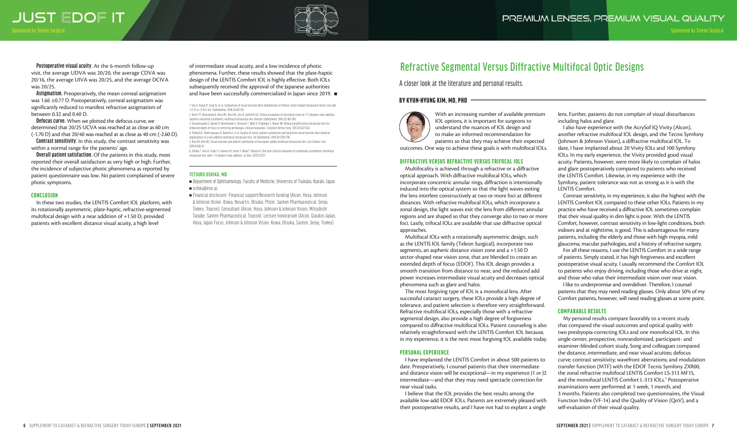**Postoperative visual acuity.** At the 6-month follow-up visit, the average UDVA was 20/20, the average CDVA was 20/16, the average UIVA was 20/25, and the average DCIVA was 20/25.

**Astigmatism.** Preoperatively, the mean corneal astigmatism was 1.66 ±0.77 D. Postoperatively, corneal astigmatism was significantly reduced to manifest refractive astigmatism of between 0.32 and 0.40 D.

**Defocus curve.** When we plotted the defocus curve, we determined that 20/25 UCVA was reached at as close as 60 cm (-1.70 D) and that 20/40 was reached at as close as 40 cm (-2.60 D).

**Contrast sensitivity.** In this study, the contrast sensitivity was within a normal range for the patients' age.

**Overall patient satisfaction.** Of the patients in this study, most reported their overall satisfaction as very high or high. Further, the incidence of subjective photic phenomena as reported by patient questionnaire was low. No patient complained of severe photic symptoms.

## CONCLUSION

In these two studies, the LENTIS Comfort IOL platform, with its rotationally asymmetric, plate-haptic, refractive-segmented multifocal design with a near addition of +1.50 D, provided patients with excellent distance visual acuity, a high level of intermediate visual acuity, and a low incidence of photic phenomena. Further, these results showed that the plate-haptic design of the LENTIS Comfort IOL is highly effective. Both IOLs subsequently received the approval of the Japanese authorities and have been successfully commercialized in Japan since 2019. ■

1. Yoo A, Kwag JY, Song IS, et al. Comparison of visual function after implantation of inferior sector-shaped intraocular lenses: low-add +1.5 D vs +3.0 D. *Eur J Ophthalmol*. 2016;26:607-611.
2. Kretz FT, Khoramnia R, Attia MS, Koss MJ, Linz K, Auffarth GU. Clinical evaluation of functional vision of +1.5 diopters near addition, aspheric rotational asymmetric multifocal intraocular lens. *Korean J Ophthalmol*. 2016;30:382-389.
3. Vounotrypidis E, Diener R, Wertheimer C, Kreutzer T, Wolf A, Priglinger S, Mayer WJ. Bifocal nondiffractive intraocular lens for enhanced depth of focus in correcting presbyopia: clinical evaluation. *J Cataract Refract Surg*. 2017;43:627-632.
4. Pedrotti E, Mastropasqua R, Bonetto J, et al. Quality of vision, patient satisfaction and long-term visual function after bilateral implantation of a low addition multifocal intraocular lens. *Int Ophthalmol*. 2018;38:1709-1716.
5. Kim KH, Kim WS. Visual outcome and patient satisfaction of low-power added multifocal intraocular lens. *Eye Contact Lens*. 2018;44:60-67.
6. Oshika T, Arai H, Fujita Y, Inamura M, Inoue Y, Noda T, Miyata K. One-year clinical evaluation of rotationally asymmetric multifocal intraocular lens with +1.5 diopters near addition. *Sci Rep*. 2019;9:13117.

**TETSURO OSHIKA, MD**

- Department of Ophthalmology, Faculty of Medicine, University of Tsukuba, Ibaraki, Japan
- oshika@eye.ac
- Financial disclosure: Financial support/Research funding (Alcon, Hoya, Johnson & Johnson Vision, Kowa, Novartis, Otsuka, Pfizer, Santen Pharmaceutical, Senju, Tomey, Topcon); Consultant (Alcon, Hoya, Johnson & Johnson Vision, Mitsubishi Tanabe, Santen Pharmaceutical, Topcon); Lecture honorarium (Alcon, Glaukos Japan, Hoya, Japan Focus, Johnson & Johnson Vision, Kowa, Otsuka, Santen, Senju, Tomey)

# Refractive Segmental Versus Diffractive Multifocal Optic Designs

A closer look at the literature and personal results.

**BY KYUN-HYUNG KIM, MD, PHD**

With an increasing number of available premium IOL options, it is important for surgeons to understand the nuances of IOL design and to make an informed recommendation for patients so that they may achieve their expected outcomes. One way to achieve these goals is with multifocal IOLs.

## DIFFRACTIVE VERSUS REFRACTIVE VERSUS TRIFOCAL IOLS

Multifocality is achieved through a refractive or a diffractive optical approach. With diffractive multifocal IOLs, which incorporate concentric annular rings, diffraction is intentionally induced into the optical system so that the light waves exiting the lens interfere constructively at two or more foci at different distances. With refractive multifocal IOLs, which incorporate a zonal design, the light waves exit the lens from different annular regions and are shaped so that they converge also to two or more foci. Lastly, trifocal IOLs are available that use diffractive optical approaches.

Multifocal IOLs with a rotationally asymmetric design, such as the LENTIS IOL family (Teleon Surgical), incorporate two segments, an aspheric distance vision zone and a +1.50 D sector-shaped near vision zone, that are blended to create an extended depth of focus (EDOF). This IOL design provides a smooth transition from distance to near, and the reduced add power increases intermediate visual acuity and decreases optical phenomena such as glare and halos.

The most forgiving type of IOL is a monofocal lens. After successful cataract surgery, these IOLs provide a high degree of tolerance, and patient selection is therefore very straightforward. Refractive multifocal IOLs, especially those with a refractive segmental design, also provide a high degree of forgiveness compared to diffractive multifocal IOLs. Patient counseling is also relatively straightforward with the LENTIS Comfort IOL because, in my experience, it is the next most forgiving IOL available today.

## PERSONAL EXPERIENCE

I have implanted the LENTIS Comfort in about 500 patients to date. Preoperatively, I counsel patients that their intermediate and distance vision will be exceptional—in my experience J1 or J2 intermediate—and that they may need spectacle correction for near visual tasks.

I believe that the IOL provides the best results among the available low-add EDOF IOLs. Patients are extremely pleased with their postoperative results, and I have not had to explant a single lens. Further, patients do not complain of visual disturbances including halos and glare.

I also have experience with the AcrySof IQ Vivity (Alcon), another refractive multifocal IOL design, and the Tecnis Symfony (Johnson & Johnson Vision), a diffractive multifocal IOL. To date, I have implanted about 20 Vivity IOLs and 100 Symfony IOLs. In my early experience, the Vivity provided good visual acuity. Patients, however, were more likely to complain of halos and glare postoperatively compared to patients who received the LENTIS Comfort. Likewise, in my experience with the Symfony, patient tolerance was not as strong as it is with the LENTIS Comfort.

Contrast sensitivity, in my experience, is also the highest with the LENTIS Comfort IOL compared to these other IOLs. Patients in my practice who have received a diffractive IOL sometimes complain that their visual quality in dim light is poor. With the LENTIS Comfort, however, contrast sensitivity in low-light conditions, both indoors and at nighttime, is good. This is advantageous for many patients, including the elderly and those with high myopia, mild glaucoma, macular pathologies, and a history of refractive surgery.

For all these reasons, I use the LENTIS Comfort in a wide range of patients. Simply stated, it has high forgiveness and excellent postoperative visual acuity. I usually recommend the Comfort IOL to patients who enjoy driving, including those who drive at night, and those who value their intermediate vision over near vision.

I like to underpromise and overdeliver. Therefore, I counsel patients that they may need reading glasses. Only about 50% of my Comfort patients, however, will need reading glasses at some point.

## COMPARABLE RESULTS

My personal results compare favorably to a recent study that compared the visual outcomes and optical quality with two presbyopia-correcting IOLs and one monofocal IOL. In this single-center, prospective, nonrandomized, participant- and examiner-blinded cohort study, Song and colleagues compared the distance, intermediate, and near visual acuities; defocus curve; contrast sensitivity; wavefront aberrations; and modulation transfer function (MTF) with the EDOF Tecnis Symfony ZXR00, the zonal refractive multifocal LENTIS Comfort LS-313 MF15, and the monofocal LENTIS Comfort L-313 IOLs.[1] Postoperative examinations were performed at 1 week, 1 month, and 3 months. Patients also completed two questionnaires, the Visual Function Index (VF-14) and the Quality of Vision (QoV), and a self-evaluation of their visual quality.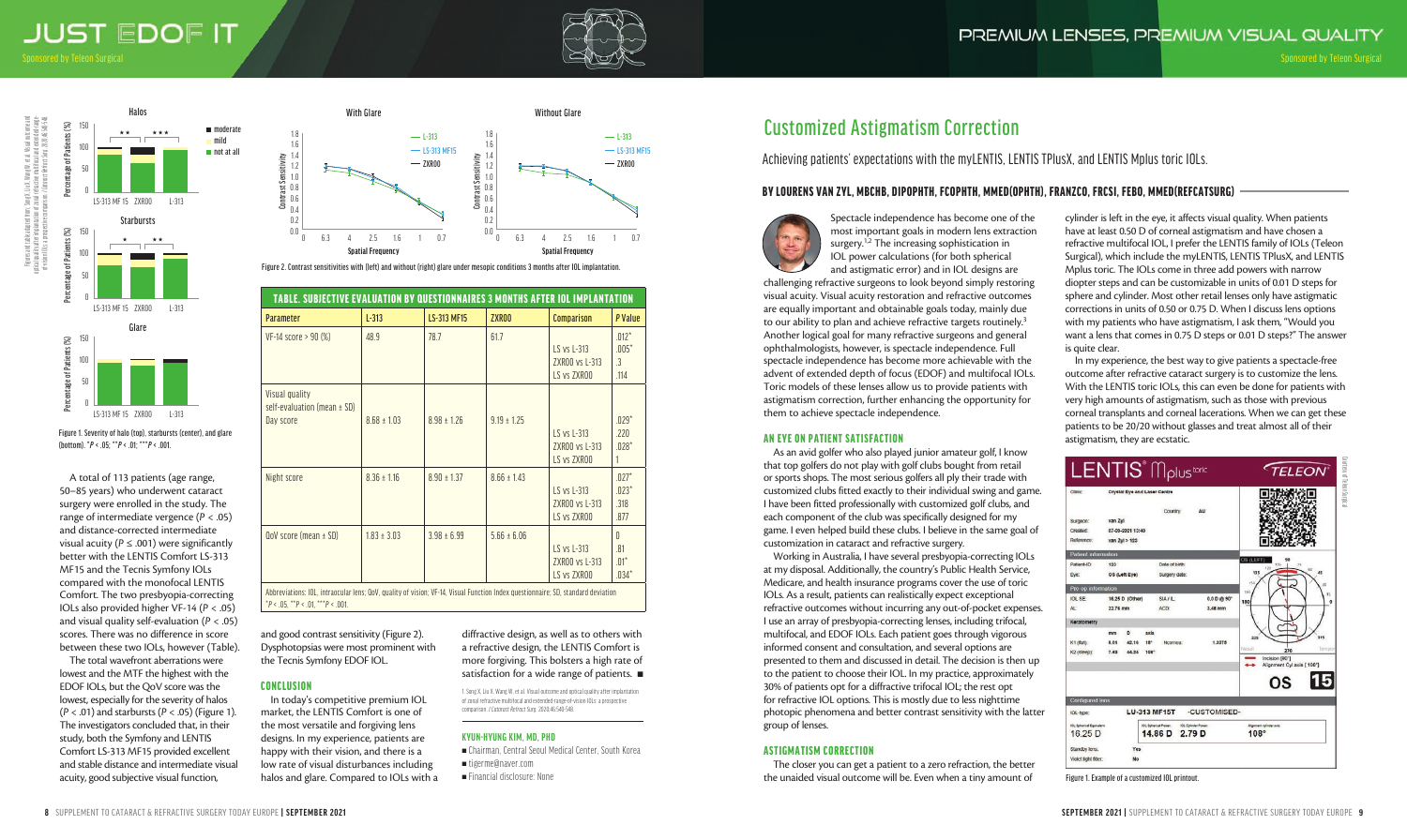Figure 1. Severity of halo (top), starbursts (center), and glare (bottom). *$P < .05$; **$P < .01$; ***$P < .001$.

Figure 2. Contrast sensitivities with (left) and without (right) glare under mesopic conditions 3 months after IOL implantation.

**TABLE. SUBJECTIVE EVALUATION BY QUESTIONNAIRES 3 MONTHS AFTER IOL IMPLANTATION**

| Parameter | L-313 | LS-313 MF15 | ZXR00 | Comparison | *P* Value |
|---|---|---|---|---|---|
| VF-14 score > 90 (%) | 48.9 | 78.7 | 61.7 | LS vs L-313<br>ZXR00 vs L-313<br>LS vs ZXR00 | .012*<br>.005*<br>.3<br>.114 |
| Visual quality self-evaluation (mean ± SD)<br>Day score | 8.68 ± 1.03 | 8.98 ± 1.26 | 9.19 ± 1.25 | LS vs L-313<br>ZXR00 vs L-313<br>LS vs ZXR00 | .029*<br>.220<br>.028*<br>1 |
| Night score | 8.36 ± 1.16 | 8.90 ± 1.37 | 8.66 ± 1.43 | LS vs L-313<br>ZXR00 vs L-313<br>LS vs ZXR00 | .027*<br>.023*<br>.318<br>.877 |
| QoV score (mean ± SD) | 1.83 ± 3.03 | 3.98 ± 6.99 | 5.66 ± 6.06 | LS vs L-313<br>ZXR00 vs L-313<br>LS vs ZXR00 | 0<br>.81<br>.01*<br>.034* |

Abbreviations: IOL, intraocular lens; QoV, quality of vision; VF-14, Visual Function Index questionnaire; SD, standard deviation
*$P < .05$, **$P < .01$, ***$P < .001$.

A total of 113 patients (age range, 50–85 years) who underwent cataract surgery were enrolled in the study. The range of intermediate vergence ($P < .05$) and distance-corrected intermediate visual acuity ($P \le .001$) were significantly better with the LENTIS Comfort LS-313 MF15 and the Tecnis Symfony IOLs compared with the monofocal LENTIS Comfort. The two presbyopia-correcting IOLs also provided higher VF-14 ($P < .05$) and visual quality self-evaluation ($P < .05$) scores. There was no difference in score between these two IOLs, however (Table).

The total wavefront aberrations were lowest and the MTF the highest with the EDOF IOLs, but the QoV score was the lowest, especially for the severity of halos ($P < .01$) and starbursts ($P < .05$) (Figure 1). The investigators concluded that, in their study, both the Symfony and LENTIS Comfort LS-313 MF15 provided excellent and stable distance and intermediate visual acuity, good subjective visual function, and good contrast sensitivity (Figure 2). Dysphotopsias were most prominent with the Tecnis Symfony EDOF IOL.

## CONCLUSION

In today's competitive premium IOL market, the LENTIS Comfort is one of the most versatile and forgiving lens designs. In my experience, patients are happy with their vision, and there is a low rate of visual disturbances including halos and glare. Compared to IOLs with a diffractive design, as well as to others with a refractive design, the LENTIS Comfort is more forgiving. This bolsters a high rate of satisfaction for a wide range of patients. ■

1. Song X, Liu X, Wang W, et al. Visual outcome and optical quality after implantation of zonal refractive multifocal and extended-range-of-vision IOLs: a prospective comparison. *J Cataract Refract Surg*. 2020;46:540-548.

**KYUN-HYUNG KIM, MD, PHD**
- Chairman, Central Seoul Medical Center, South Korea
- tigerme@naver.com
- Financial disclosure: None

# Customized Astigmatism Correction

Achieving patients' expectations with the myLENTIS, LENTIS TPlusX, and LENTIS Mplus toric IOLs.

**BY LOURENS VAN ZYL, MBCHB, DIPOPHTH, FCOPHTH, MMED(OPHTH), FRANZCO, FRCSI, FEBO, MMED(REFCATSURG)**

Spectacle independence has become one of the most important goals in modern lens extraction surgery.[1,2] The increasing sophistication in IOL power calculations (for both spherical and astigmatic error) and in IOL designs are challenging refractive surgeons to look beyond simply restoring visual acuity. Visual acuity restoration and refractive outcomes are equally important and obtainable goals today, mainly due to our ability to plan and achieve refractive targets routinely.[3] Another logical goal for many refractive surgeons and general ophthalmologists, however, is spectacle independence. Full spectacle independence has become more achievable with the advent of extended depth of focus (EDOF) and multifocal IOLs. Toric models of these lenses allow us to provide patients with astigmatism correction, further enhancing the opportunity for them to achieve spectacle independence.

## AN EYE ON PATIENT SATISFACTION

As an avid golfer who also played junior amateur golf, I know that top golfers do not play with golf clubs bought from retail or sports shops. The most serious golfers all ply their trade with customized clubs fitted exactly to their individual swing and game. I have been fitted professionally with customized golf clubs, and each component of the club was specifically designed for my game. I even helped build these clubs. I believe in the same goal of customization in cataract and refractive surgery.

Working in Australia, I have several presbyopia-correcting IOLs at my disposal. Additionally, the country's Public Health Service, Medicare, and health insurance programs cover the use of toric IOLs. As a result, patients can realistically expect exceptional refractive outcomes without incurring any out-of-pocket expenses. I use an array of presbyopia-correcting lenses, including trifocal, multifocal, and EDOF IOLs. Each patient goes through vigorous informed consent and consultation, and several options are presented to them and discussed in detail. The decision is then up to the patient to choose their IOL. In my practice, approximately 30% of patients opt for a diffractive trifocal IOL; the rest opt for refractive IOL options. This is mostly due to less nighttime photopic phenomena and better contrast sensitivity with the latter group of lenses.

## ASTIGMATISM CORRECTION

The closer you can get a patient to a zero refraction, the better the unaided visual outcome will be. Even when a tiny amount of cylinder is left in the eye, it affects visual quality. When patients have at least 0.50 D of corneal astigmatism and have chosen a refractive multifocal IOL, I prefer the LENTIS family of IOLs (Teleon Surgical), which include the myLENTIS, LENTIS TPlusX, and LENTIS Mplus toric lenses. The IOLs come in three add powers with every diopter steps and can be customizable in units of 0.01 D steps for sphere and cylinder. Most other retail lenses only have astigmatic corrections in units of 0.50 or 0.75 D. When I discuss lens options with my patients who have astigmatism, I ask them, "Would you want a lens that comes in 0.75 D steps or 0.01 D steps?" The answer is quite clear.

In my experience, the best way to give patients a spectacle-free outcome after refractive cataract surgery is to customize the lens. With the LENTIS toric IOLs, this can even be done for patients with very high amounts of astigmatism, such as those with previous corneal transplants and corneal lacerations. When we can get these patients to be 20/20 without glasses and treat almost all of their astigmatism, they are ecstatic.

Figure 1. Example of a customized IOL printout.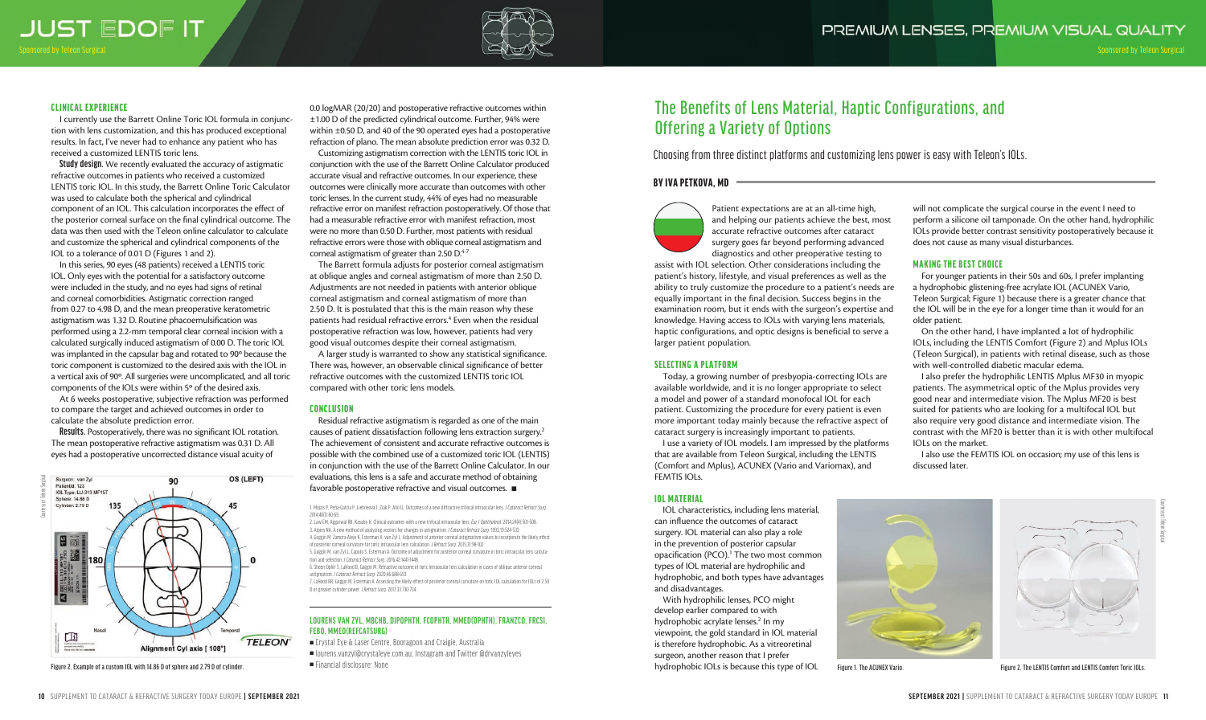## CLINICAL EXPERIENCE

I currently use the Barrett Online Toric IOL formula in conjunction with lens customization, and this has produced exceptional results. In fact, I've never had to enhance any patient who has received a customized LENTIS toric lens.

**Study design.** We recently evaluated the accuracy of astigmatic refractive outcomes in patients who received a customized LENTIS toric IOL. In this study, the Barrett Online Toric Calculator was used to calculate both the spherical and cylindrical component of an IOL. This calculation incorporates the effect of the posterior corneal surface on the final cylindrical outcome. The data was then used with the Teleon online calculator to calculate and customize the spherical and cylindrical components of the IOL to a tolerance of 0.01 D (Figures 1 and 2).

In this series, 90 eyes (48 patients) received a LENTIS toric IOL. Only eyes with the potential for a satisfactory outcome were included in the study, and no eyes had signs of retinal and corneal comorbidities. Astigmatic correction ranged from 0.27 to 4.98 D, and the mean preoperative keratometric astigmatism was 1.32 D. Routine phacoemulsification was performed using a 2.2-mm temporal clear corneal incision with a calculated surgically induced astigmatism of 0.00 D. The toric IOL was implanted in the capsular bag and rotated to 90° because the toric component is customized to the desired axis with the IOL in a vertical axis of 90°. All surgeries were uncomplicated, and all toric components of the IOLs were within 5° of the desired axis.

At 6 weeks postoperative, subjective refraction was performed to compare the target and achieved outcomes in order to calculate the absolute prediction error.

**Results.** Postoperatively, there was no significant IOL rotation. The mean postoperative refractive astigmatism was 0.31 D. All eyes had a postoperative uncorrected distance visual acuity of 0.0 logMAR (20/20) and postoperative refractive outcomes within ±1.00 D of the predicted cylindrical outcome. Further, 94% were within ±0.50 D, and 40 of the 90 operated eyes had a postoperative refraction of plano. The mean absolute prediction error was 0.32 D.

Customizing astigmatism correction with the LENTIS toric IOL in conjunction with the use of the Barrett Online Calculator produced accurate visual and refractive outcomes. In our experience, these outcomes were clinically more accurate than outcomes with other toric lenses. In the current study, 44% of eyes had no measurable refractive error on manifest refraction postoperatively. Of those that had a measurable refractive error with manifest refraction, most were no more than 0.50 D. Further, most patients with residual refractive errors were those with oblique corneal astigmatism and corneal astigmatism of greater than 2.50 D.[4-7]

The Barrett formula adjusts for posterior corneal astigmatism at oblique angles and corneal astigmatism of more than 2.50 D. Adjustments are not needed in patients with anterior oblique corneal astigmatism and corneal astigmatism of more than 2.50 D. It is postulated that this is the main reason why these patients had residual refractive errors.[4] Even when the residual postoperative refraction was low, however, patients had very good visual outcomes despite their corneal astigmatism.

A larger study is warranted to show any statistical significance. There was, however, an observable clinical significance of better refractive outcomes with the customized LENTIS toric IOL compared with other toric lens models.

Figure 2. Example of a custom IOL with 14.86 D of sphere and 2.79 D of cylinder.

## CONCLUSION

Residual refractive astigmatism is regarded as one of the main causes of patient dissatisfaction following lens extraction surgery.[2] The achievement of consistent and accurate refractive outcomes is possible with the combined use of a customized toric IOL (LENTIS) in conjunction with the use of the Barrett Online Calculator. In our evaluations, this lens is a safe and accurate method of obtaining favorable postoperative refractive and visual outcomes. ■

1. Mojzis P, Peña-García P, Liehneova I, Ziak P, Alió JL. Outcomes of a new diffractive trifocal intraocular lens. *J Cataract Refract Surg*. 2014;40(1):60-69.
2. Law EM, Aggarwal RK, Kasaby H. Clinical outcomes with a new trifocal intraocular lens. *Eur J Ophthalmol*. 2014;24(4):501-508.
3. Alpins NA. A new method of analyzing vectors for changes in astigmatism. *J Cataract Refract Surg*. 1993;19:524-533.
4. Gaggioi M, Zamora-Alejo K, Esterman A, van Zyl L. Adjustment of anterior corneal astigmatism values to incorporate the likely effect of posterior corneal curvature for toric intraocular lens calculation. *J Refract Surg*. 2015;31:98-102.
5. Gaggioi M, van Zyl L, Caputo S, Esterman A. Outcome of adjustment for posterior corneal curvature in toric intraocular lens calculation and selection. *J Cataract Refract Surg*. 2016;42:1441-1448.
6. Sheen-Ophir S, Laikood B, Gaggioi M. Refractive outcome of toric intraocular lens calculation in cases of oblique anterior corneal astigmatism. *J Cataract Refract Surg*. 2020;46:688-693.
7. Laikood BK, Gaggioi M, Esterman A. Assessing the likely effect of posterior corneal curvature on toric IOL calculation for IOLs of 2.50 D or greater cylinder power. *J Refract Surg*. 2017;33:730-734.

**LOURENS VAN ZYL, MBCHB, DIPOPHTH, FCOPHTH, MMED(OPHTH), FRANZCO, FRCSI, FEBO, MMED(REFCATSURG)**

- Crystal Eye & Laser Centre, Booragoon and Craigie, Australia
- lourens.vanzyl@crystaleye.com.au; Instagram and Twitter @drvanzyleyes
- Financial disclosure: None

# The Benefits of Lens Material, Haptic Configurations, and Offering a Variety of Options

Choosing from three distinct platforms and customizing lens power is easy with Teleon's IOLs.

**BY IVA PETKOVA, MD**

Patient expectations are at an all-time high, and helping our patients achieve the best, most accurate refractive outcomes after cataract surgery goes far beyond performing advanced diagnostics and other preoperative testing to assist with IOL selection. Other considerations including the patient's history, lifestyle, and visual preferences as well as the ability to truly customize the procedure to a patient's needs are equally important in the final decision. Success begins in the examination room, but it ends with the surgeon's expertise and knowledge. Having access to IOLs with varying lens materials, haptic configurations, and optic designs is beneficial to serve a larger patient population.

## SELECTING A PLATFORM

Today, a growing number of presbyopia-correcting IOLs are available worldwide, and it is no longer appropriate to select a model and power of a standard monofocal IOL for each patient. Customizing the procedure for every patient is even more important today mainly because the refractive aspect of cataract surgery is increasingly important to patients.

I use a variety of IOL models. I am impressed by the platforms that are available from Teleon Surgical, including the LENTIS (Comfort and Mplus), ACUNEX (Vario and Variomax), and FEMTIS IOLs.

## IOL MATERIAL

IOL characteristics, including lens material, can influence the outcomes of cataract surgery. IOL material can also play a role in the prevention of posterior capsular opacification (PCO).[1] The two most common types of IOL material are hydrophilic and hydrophobic, and both types have advantages and disadvantages.

With hydrophilic lenses, PCO might develop earlier compared to with hydrophobic acrylate lenses.[2] In my viewpoint, the gold standard in IOL material is therefore hydrophobic. As a vitreoretinal surgeon, another reason that I prefer hydrophobic IOLs is because this type of IOL will not complicate the surgical course in the event I need to perform a silicone oil tamponade. On the other hand, hydrophilic IOLs provide better contrast sensitivity postoperatively because it does not cause as many visual disturbances.

## MAKING THE BEST CHOICE

For younger patients in their 50s and 60s, I prefer implanting a hydrophobic glistening-free acrylate IOL (ACUNEX Vario, Teleon Surgical; Figure 1) because there is a greater chance that the IOL will be in the eye for a longer time than it would for an older patient.

On the other hand, I have implanted a lot of hydrophilic IOLs, including the LENTIS Comfort (Figure 2) and Mplus IOLs (Teleon Surgical), in patients with retinal disease, such as those with well-controlled diabetic macular edema.

I also prefer the hydrophilic LENTIS Mplus MF30 in myopic patients. The asymmetrical optic of the Mplus provides very good near and intermediate vision. The Mplus MF20 is best suited for patients who are looking for a multifocal IOL but also require very good distance and intermediate vision. The contrast with the MF20 is better than it is with other multifocal IOLs on the market.

I also use the FEMTIS IOL on occasion; my use of this lens is discussed later.

Figure 1. The ACUNEX Vario.

Figure 2. The LENTIS Comfort and LENTIS Comfort Toric IOLs.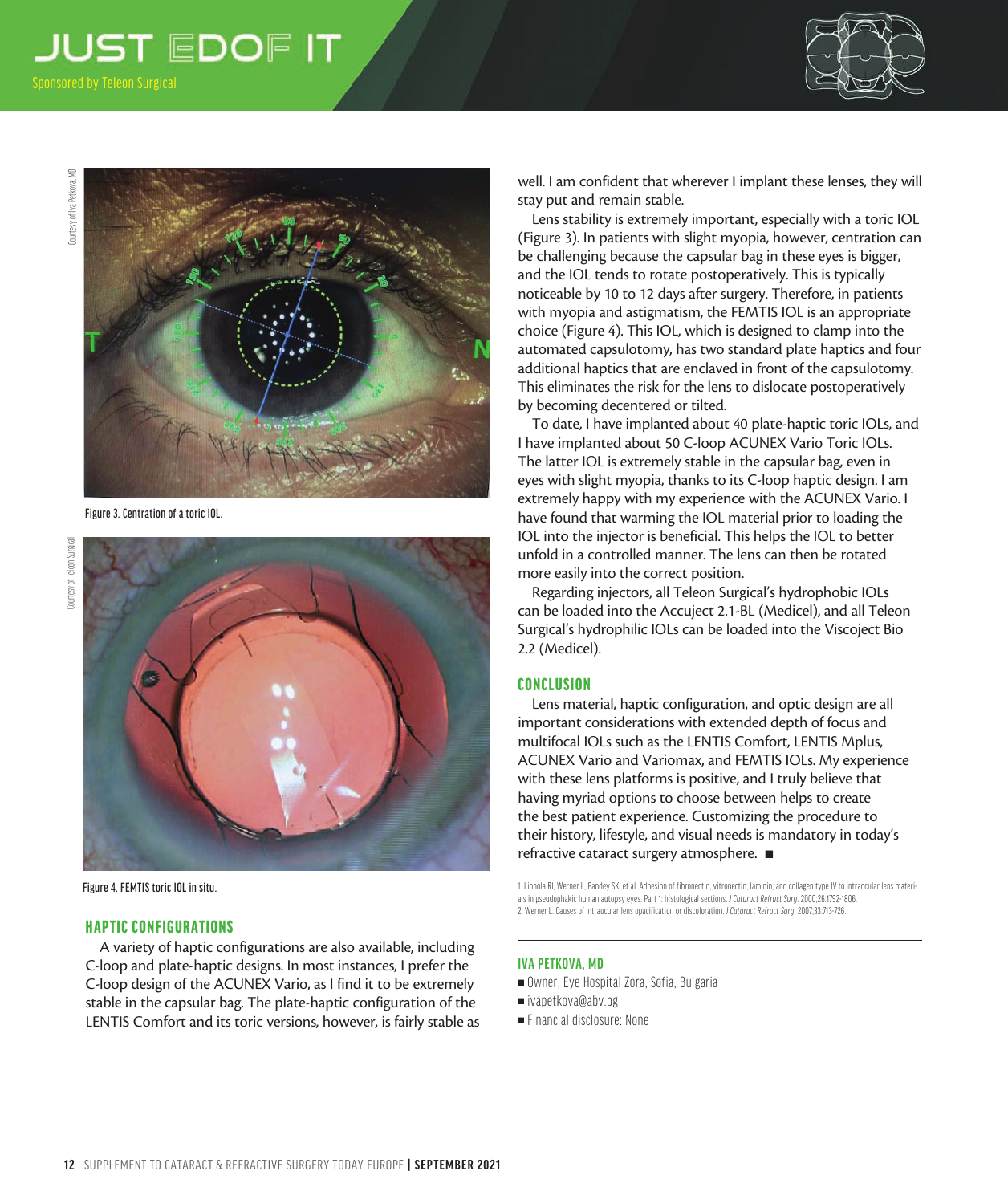Figure 3. Centration of a toric IOL.

Figure 4. FEMTIS toric IOL in situ.

## HAPTIC CONFIGURATIONS

A variety of haptic configurations are also available, including C-loop and plate-haptic designs. In most instances, I prefer the C-loop design of the ACUNEX Vario, as I find it to be extremely stable in the capsular bag. The plate-haptic configuration of the LENTIS Comfort and its toric versions, however, is fairly stable as well. I am confident that wherever I implant these lenses, they will stay put and remain stable.

Lens stability is extremely important, especially with a toric IOL (Figure 3). In patients with slight myopia, however, centration can be challenging because the capsular bag in these eyes is bigger, and the IOL tends to rotate postoperatively. This is typically noticeable by 10 to 12 days after surgery. Therefore, in patients with myopia and astigmatism, the FEMTIS IOL is an appropriate choice (Figure 4). This IOL, which is designed to clamp into the automated capsulotomy, has two standard plate haptics and four additional haptics that are enclaved in front of the capsulotomy. This eliminates the risk for the lens to dislocate postoperatively by becoming decentered or tilted.

To date, I have implanted about 40 plate-haptic toric IOLs, and I have implanted about 50 C-loop ACUNEX Vario Toric IOLs. The latter IOL is extremely stable in the capsular bag, even in eyes with slight myopia, thanks to its C-loop haptic design. I am extremely happy with my experience with the ACUNEX Vario. I have found that warming the IOL material prior to loading the IOL into the injector is beneficial. This helps the IOL to better unfold in a controlled manner. The lens can then be rotated more easily into the correct position.

Regarding injectors, all Teleon Surgical's hydrophobic IOLs can be loaded into the Accuject 2.1-BL (Medicel), and all Teleon Surgical's hydrophilic IOLs can be loaded into the Viscoject Bio 2.2 (Medicel).

## CONCLUSION

Lens material, haptic configuration, and optic design are all important considerations with extended depth of focus and multifocal IOLs such as the LENTIS Comfort, LENTIS Mplus, ACUNEX Vario and Variomax, and FEMTIS IOLs. My experience with these lens platforms is positive, and I truly believe that having myriad options to choose between helps to create the best patient experience. Customizing the procedure to their history, lifestyle, and visual needs is mandatory in today's refractive cataract surgery atmosphere. ■

1. Linnola RJ, Werner L, Pandey SK, et al. Adhesion of fibronectin, vitronectin, laminin, and collagen type IV to intraocular lens materials in pseudophakic human autopsy eyes. Part 1: histological sections. *J Cataract Refract Surg*. 2000;26:1792-1806.
2. Werner L. Causes of intraocular lens opacification or discoloration. *J Cataract Refract Surg*. 2007;33:713-726.

---

**IVA PETKOVA, MD**
- Owner, Eye Hospital Zora, Sofia, Bulgaria
- ivapetkova@abv.bg
- Financial disclosure: None